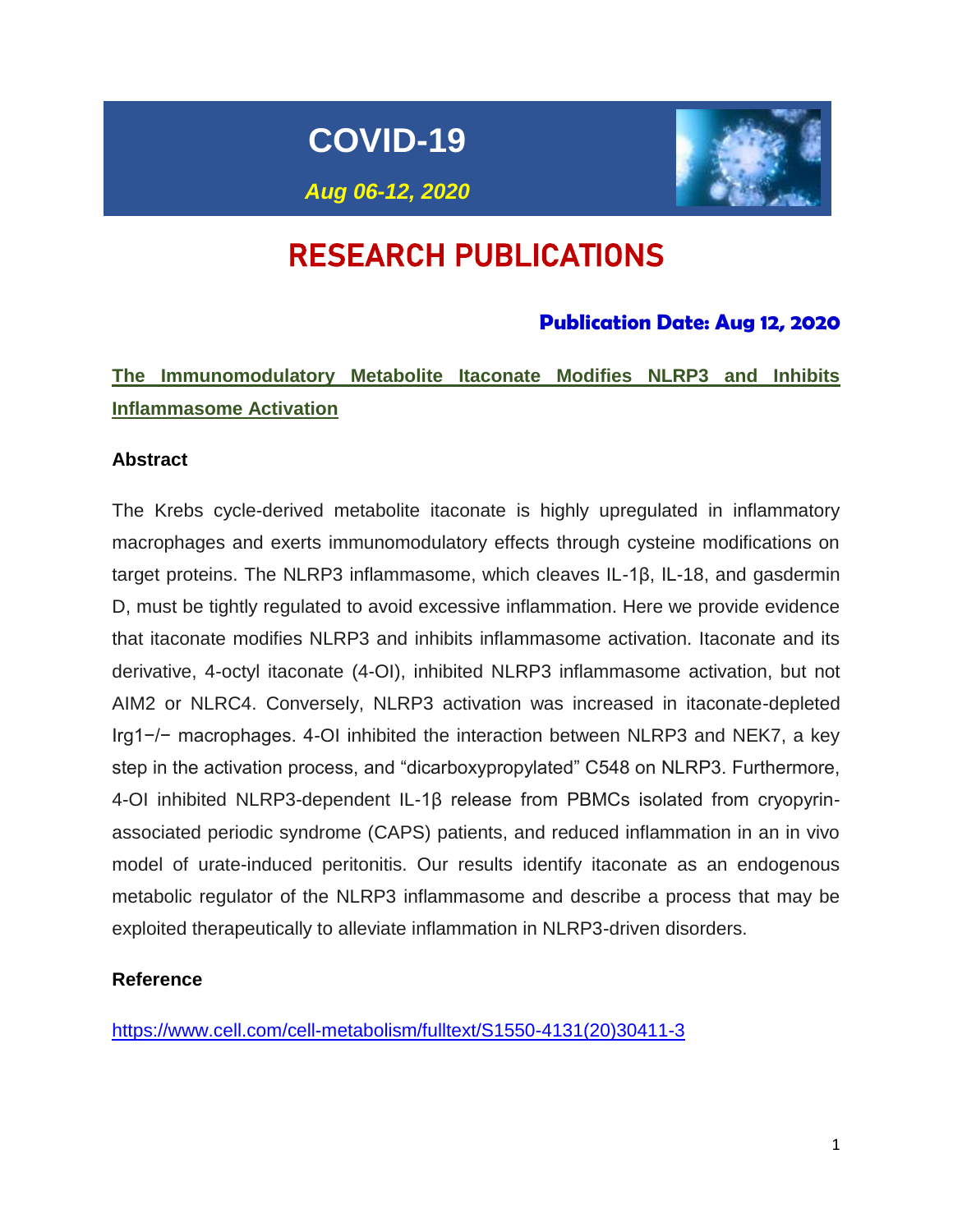# COVID-19

***Aug 06-12, 2020***

## RESEARCH PUBLICATIONS

### Publication Date: Aug 12, 2020

### The Immunomodulatory Metabolite Itaconate Modifies NLRP3 and Inhibits Inflammasome Activation

**Abstract**

The Krebs cycle-derived metabolite itaconate is highly upregulated in inflammatory macrophages and exerts immunomodulatory effects through cysteine modifications on target proteins. The NLRP3 inflammasome, which cleaves IL-1β, IL-18, and gasdermin D, must be tightly regulated to avoid excessive inflammation. Here we provide evidence that itaconate modifies NLRP3 and inhibits inflammasome activation. Itaconate and its derivative, 4-octyl itaconate (4-OI), inhibited NLRP3 inflammasome activation, but not AIM2 or NLRC4. Conversely, NLRP3 activation was increased in itaconate-depleted Irg1−/− macrophages. 4-OI inhibited the interaction between NLRP3 and NEK7, a key step in the activation process, and "dicarboxypropylated" C548 on NLRP3. Furthermore, 4-OI inhibited NLRP3-dependent IL-1β release from PBMCs isolated from cryopyrin-associated periodic syndrome (CAPS) patients, and reduced inflammation in an in vivo model of urate-induced peritonitis. Our results identify itaconate as an endogenous metabolic regulator of the NLRP3 inflammasome and describe a process that may be exploited therapeutically to alleviate inflammation in NLRP3-driven disorders.

**Reference**

https://www.cell.com/cell-metabolism/fulltext/S1550-4131(20)30411-3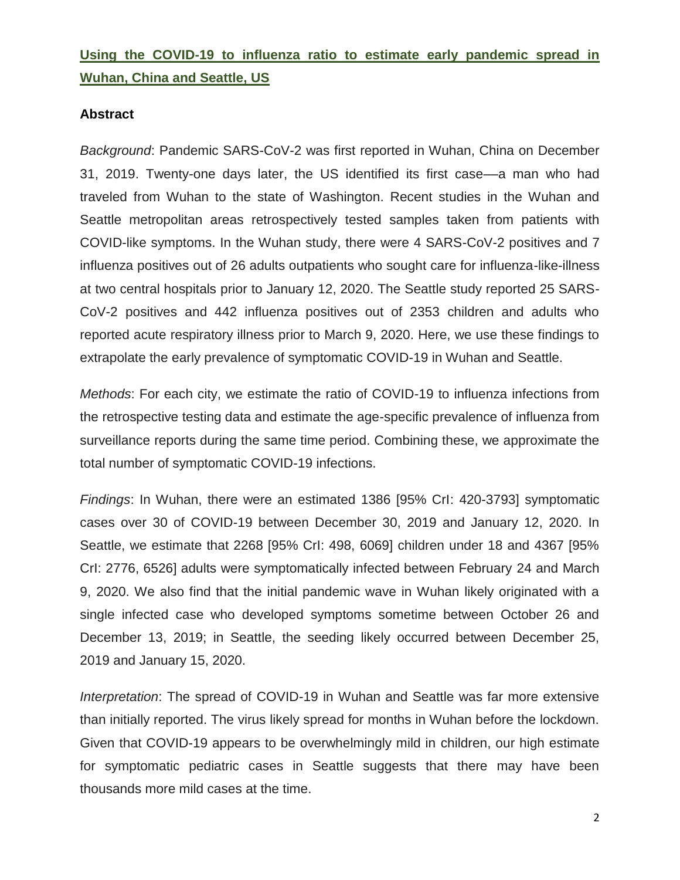## Using the COVID-19 to influenza ratio to estimate early pandemic spread in Wuhan, China and Seattle, US

### Abstract

*Background*: Pandemic SARS-CoV-2 was first reported in Wuhan, China on December 31, 2019. Twenty-one days later, the US identified its first case—a man who had traveled from Wuhan to the state of Washington. Recent studies in the Wuhan and Seattle metropolitan areas retrospectively tested samples taken from patients with COVID-like symptoms. In the Wuhan study, there were 4 SARS-CoV-2 positives and 7 influenza positives out of 26 adults outpatients who sought care for influenza-like-illness at two central hospitals prior to January 12, 2020. The Seattle study reported 25 SARS-CoV-2 positives and 442 influenza positives out of 2353 children and adults who reported acute respiratory illness prior to March 9, 2020. Here, we use these findings to extrapolate the early prevalence of symptomatic COVID-19 in Wuhan and Seattle.

*Methods*: For each city, we estimate the ratio of COVID-19 to influenza infections from the retrospective testing data and estimate the age-specific prevalence of influenza from surveillance reports during the same time period. Combining these, we approximate the total number of symptomatic COVID-19 infections.

*Findings*: In Wuhan, there were an estimated 1386 [95% CrI: 420-3793] symptomatic cases over 30 of COVID-19 between December 30, 2019 and January 12, 2020. In Seattle, we estimate that 2268 [95% CrI: 498, 6069] children under 18 and 4367 [95% CrI: 2776, 6526] adults were symptomatically infected between February 24 and March 9, 2020. We also find that the initial pandemic wave in Wuhan likely originated with a single infected case who developed symptoms sometime between October 26 and December 13, 2019; in Seattle, the seeding likely occurred between December 25, 2019 and January 15, 2020.

*Interpretation*: The spread of COVID-19 in Wuhan and Seattle was far more extensive than initially reported. The virus likely spread for months in Wuhan before the lockdown. Given that COVID-19 appears to be overwhelmingly mild in children, our high estimate for symptomatic pediatric cases in Seattle suggests that there may have been thousands more mild cases at the time.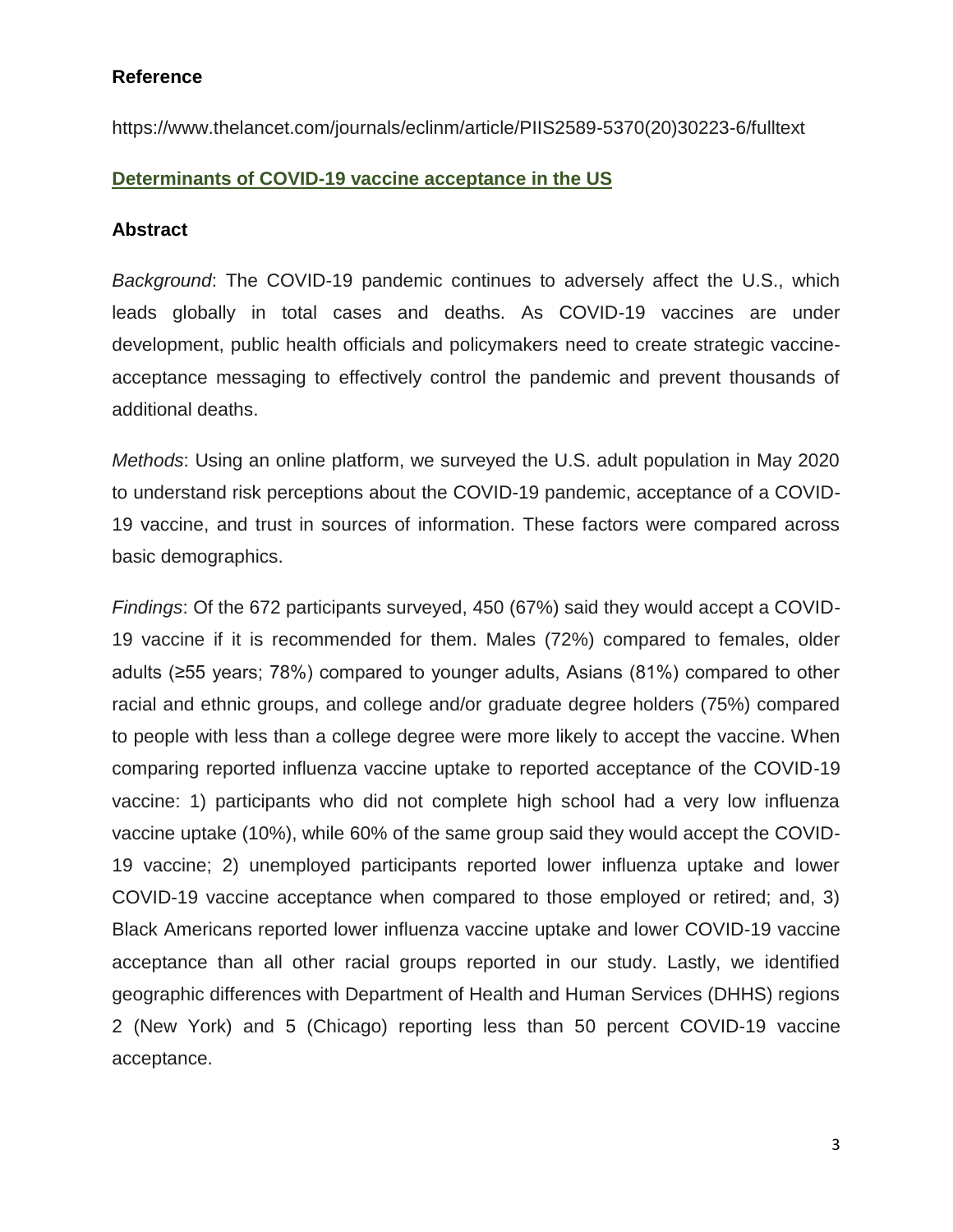### Reference

https://www.thelancet.com/journals/eclinm/article/PIIS2589-5370(20)30223-6/fulltext

### Determinants of COVID-19 vaccine acceptance in the US

### Abstract

*Background*: The COVID-19 pandemic continues to adversely affect the U.S., which leads globally in total cases and deaths. As COVID-19 vaccines are under development, public health officials and policymakers need to create strategic vaccine-acceptance messaging to effectively control the pandemic and prevent thousands of additional deaths.

*Methods*: Using an online platform, we surveyed the U.S. adult population in May 2020 to understand risk perceptions about the COVID-19 pandemic, acceptance of a COVID-19 vaccine, and trust in sources of information. These factors were compared across basic demographics.

*Findings*: Of the 672 participants surveyed, 450 (67%) said they would accept a COVID-19 vaccine if it is recommended for them. Males (72%) compared to females, older adults (≥55 years; 78%) compared to younger adults, Asians (81%) compared to other racial and ethnic groups, and college and/or graduate degree holders (75%) compared to people with less than a college degree were more likely to accept the vaccine. When comparing reported influenza vaccine uptake to reported acceptance of the COVID-19 vaccine: 1) participants who did not complete high school had a very low influenza vaccine uptake (10%), while 60% of the same group said they would accept the COVID-19 vaccine; 2) unemployed participants reported lower influenza uptake and lower COVID-19 vaccine acceptance when compared to those employed or retired; and, 3) Black Americans reported lower influenza vaccine uptake and lower COVID-19 vaccine acceptance than all other racial groups reported in our study. Lastly, we identified geographic differences with Department of Health and Human Services (DHHS) regions 2 (New York) and 5 (Chicago) reporting less than 50 percent COVID-19 vaccine acceptance.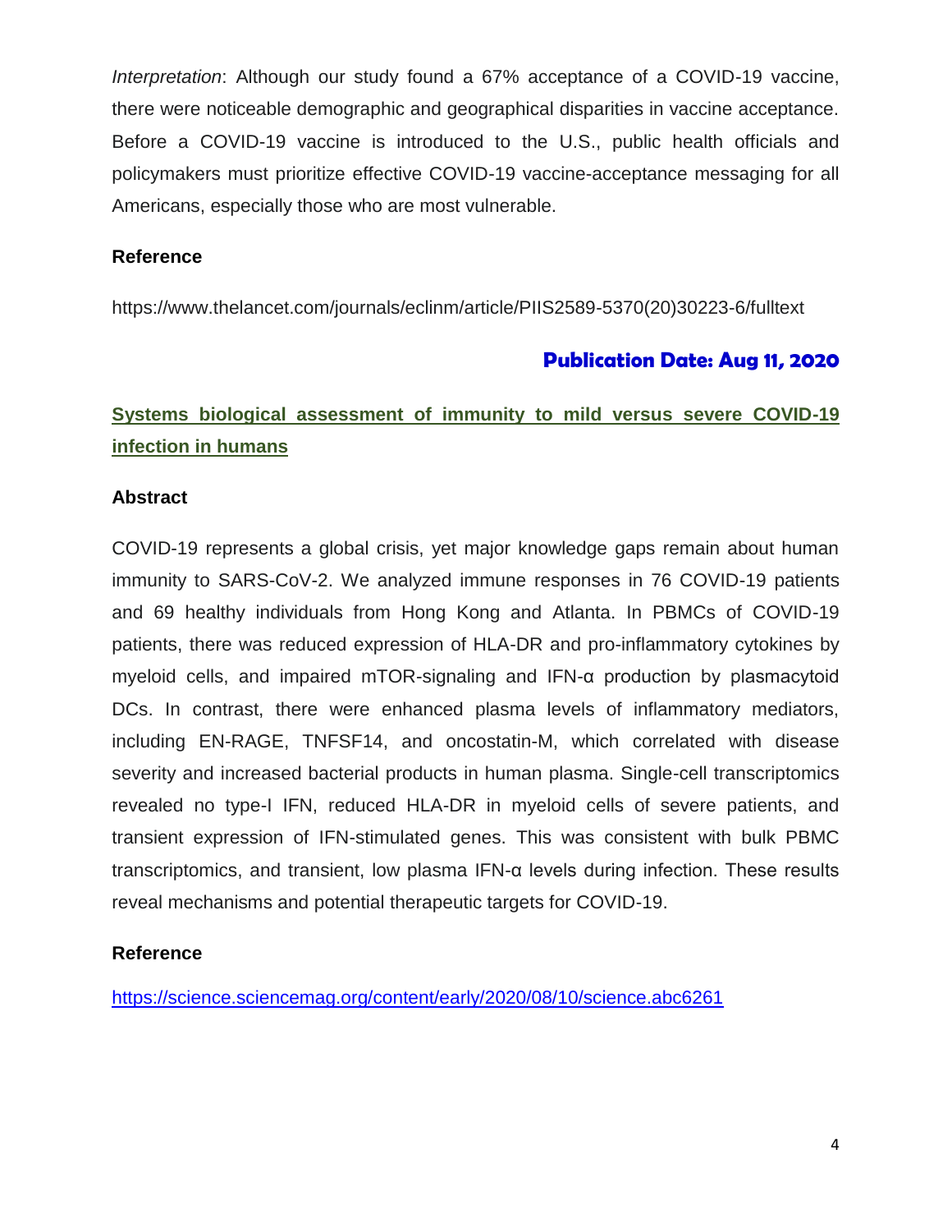*Interpretation*: Although our study found a 67% acceptance of a COVID-19 vaccine, there were noticeable demographic and geographical disparities in vaccine acceptance. Before a COVID-19 vaccine is introduced to the U.S., public health officials and policymakers must prioritize effective COVID-19 vaccine-acceptance messaging for all Americans, especially those who are most vulnerable.

**Reference**

https://www.thelancet.com/journals/eclinm/article/PIIS2589-5370(20)30223-6/fulltext

**Publication Date: Aug 11, 2020**

## Systems biological assessment of immunity to mild versus severe COVID-19 infection in humans

**Abstract**

COVID-19 represents a global crisis, yet major knowledge gaps remain about human immunity to SARS-CoV-2. We analyzed immune responses in 76 COVID-19 patients and 69 healthy individuals from Hong Kong and Atlanta. In PBMCs of COVID-19 patients, there was reduced expression of HLA-DR and pro-inflammatory cytokines by myeloid cells, and impaired mTOR-signaling and IFN-α production by plasmacytoid DCs. In contrast, there were enhanced plasma levels of inflammatory mediators, including EN-RAGE, TNFSF14, and oncostatin-M, which correlated with disease severity and increased bacterial products in human plasma. Single-cell transcriptomics revealed no type-I IFN, reduced HLA-DR in myeloid cells of severe patients, and transient expression of IFN-stimulated genes. This was consistent with bulk PBMC transcriptomics, and transient, low plasma IFN-α levels during infection. These results reveal mechanisms and potential therapeutic targets for COVID-19.

**Reference**

https://science.sciencemag.org/content/early/2020/08/10/science.abc6261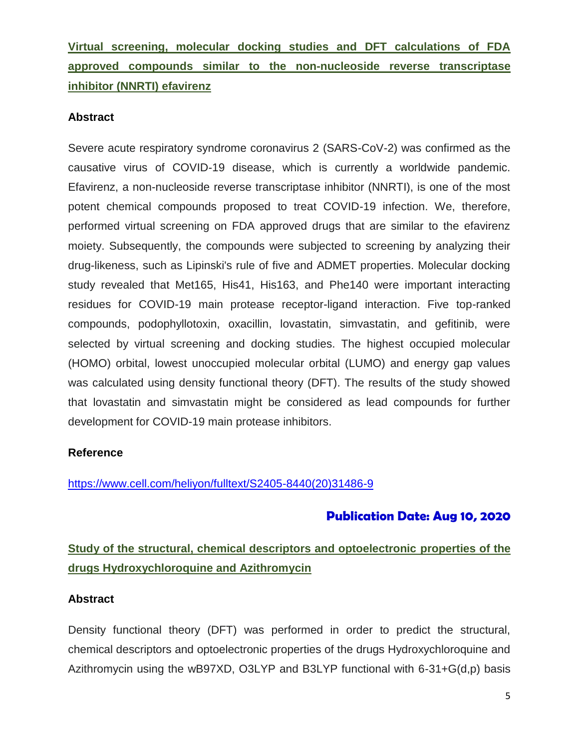## [Virtual screening, molecular docking studies and DFT calculations of FDA approved compounds similar to the non-nucleoside reverse transcriptase inhibitor (NNRTI) efavirenz](https://www.cell.com/heliyon/fulltext/S2405-8440(20)31486-9)

### Abstract

Severe acute respiratory syndrome coronavirus 2 (SARS-CoV-2) was confirmed as the causative virus of COVID-19 disease, which is currently a worldwide pandemic. Efavirenz, a non-nucleoside reverse transcriptase inhibitor (NNRTI), is one of the most potent chemical compounds proposed to treat COVID-19 infection. We, therefore, performed virtual screening on FDA approved drugs that are similar to the efavirenz moiety. Subsequently, the compounds were subjected to screening by analyzing their drug-likeness, such as Lipinski's rule of five and ADMET properties. Molecular docking study revealed that Met165, His41, His163, and Phe140 were important interacting residues for COVID-19 main protease receptor-ligand interaction. Five top-ranked compounds, podophyllotoxin, oxacillin, lovastatin, simvastatin, and gefitinib, were selected by virtual screening and docking studies. The highest occupied molecular (HOMO) orbital, lowest unoccupied molecular orbital (LUMO) and energy gap values was calculated using density functional theory (DFT). The results of the study showed that lovastatin and simvastatin might be considered as lead compounds for further development for COVID-19 main protease inhibitors.

### Reference

https://www.cell.com/heliyon/fulltext/S2405-8440(20)31486-9

**Publication Date: Aug 10, 2020**

## Study of the structural, chemical descriptors and optoelectronic properties of the drugs Hydroxychloroquine and Azithromycin

### Abstract

Density functional theory (DFT) was performed in order to predict the structural, chemical descriptors and optoelectronic properties of the drugs Hydroxychloroquine and Azithromycin using the wB97XD, O3LYP and B3LYP functional with 6-31+G(d,p) basis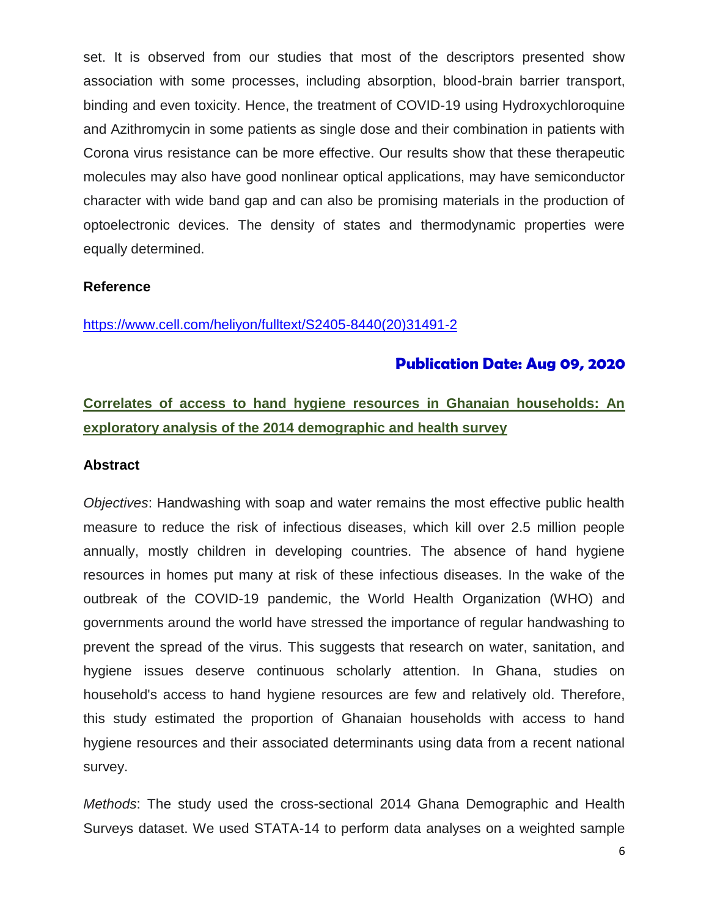set. It is observed from our studies that most of the descriptors presented show association with some processes, including absorption, blood-brain barrier transport, binding and even toxicity. Hence, the treatment of COVID-19 using Hydroxychloroquine and Azithromycin in some patients as single dose and their combination in patients with Corona virus resistance can be more effective. Our results show that these therapeutic molecules may also have good nonlinear optical applications, may have semiconductor character with wide band gap and can also be promising materials in the production of optoelectronic devices. The density of states and thermodynamic properties were equally determined.

**Reference**

https://www.cell.com/heliyon/fulltext/S2405-8440(20)31491-2

**Publication Date: Aug 09, 2020**

## Correlates of access to hand hygiene resources in Ghanaian households: An exploratory analysis of the 2014 demographic and health survey

**Abstract**

*Objectives*: Handwashing with soap and water remains the most effective public health measure to reduce the risk of infectious diseases, which kill over 2.5 million people annually, mostly children in developing countries. The absence of hand hygiene resources in homes put many at risk of these infectious diseases. In the wake of the outbreak of the COVID-19 pandemic, the World Health Organization (WHO) and governments around the world have stressed the importance of regular handwashing to prevent the spread of the virus. This suggests that research on water, sanitation, and hygiene issues deserve continuous scholarly attention. In Ghana, studies on household's access to hand hygiene resources are few and relatively old. Therefore, this study estimated the proportion of Ghanaian households with access to hand hygiene resources and their associated determinants using data from a recent national survey.

*Methods*: The study used the cross-sectional 2014 Ghana Demographic and Health Surveys dataset. We used STATA-14 to perform data analyses on a weighted sample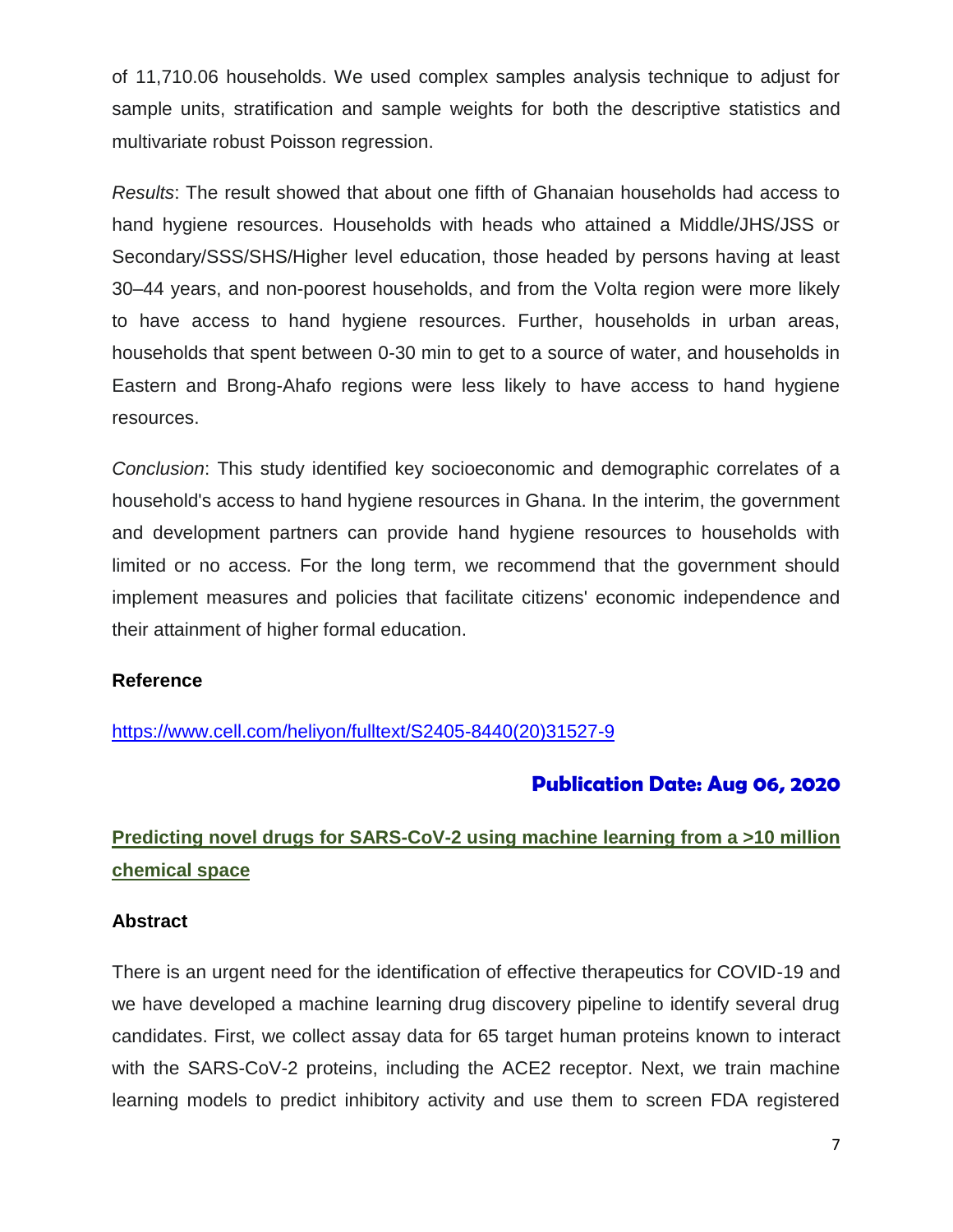of 11,710.06 households. We used complex samples analysis technique to adjust for sample units, stratification and sample weights for both the descriptive statistics and multivariate robust Poisson regression.

*Results*: The result showed that about one fifth of Ghanaian households had access to hand hygiene resources. Households with heads who attained a Middle/JHS/JSS or Secondary/SSS/SHS/Higher level education, those headed by persons having at least 30–44 years, and non-poorest households, and from the Volta region were more likely to have access to hand hygiene resources. Further, households in urban areas, households that spent between 0-30 min to get to a source of water, and households in Eastern and Brong-Ahafo regions were less likely to have access to hand hygiene resources.

*Conclusion*: This study identified key socioeconomic and demographic correlates of a household's access to hand hygiene resources in Ghana. In the interim, the government and development partners can provide hand hygiene resources to households with limited or no access. For the long term, we recommend that the government should implement measures and policies that facilitate citizens' economic independence and their attainment of higher formal education.

**Reference**

https://www.cell.com/heliyon/fulltext/S2405-8440(20)31527-9

**Publication Date: Aug 06, 2020**

## Predicting novel drugs for SARS-CoV-2 using machine learning from a >10 million chemical space

**Abstract**

There is an urgent need for the identification of effective therapeutics for COVID-19 and we have developed a machine learning drug discovery pipeline to identify several drug candidates. First, we collect assay data for 65 target human proteins known to interact with the SARS-CoV-2 proteins, including the ACE2 receptor. Next, we train machine learning models to predict inhibitory activity and use them to screen FDA registered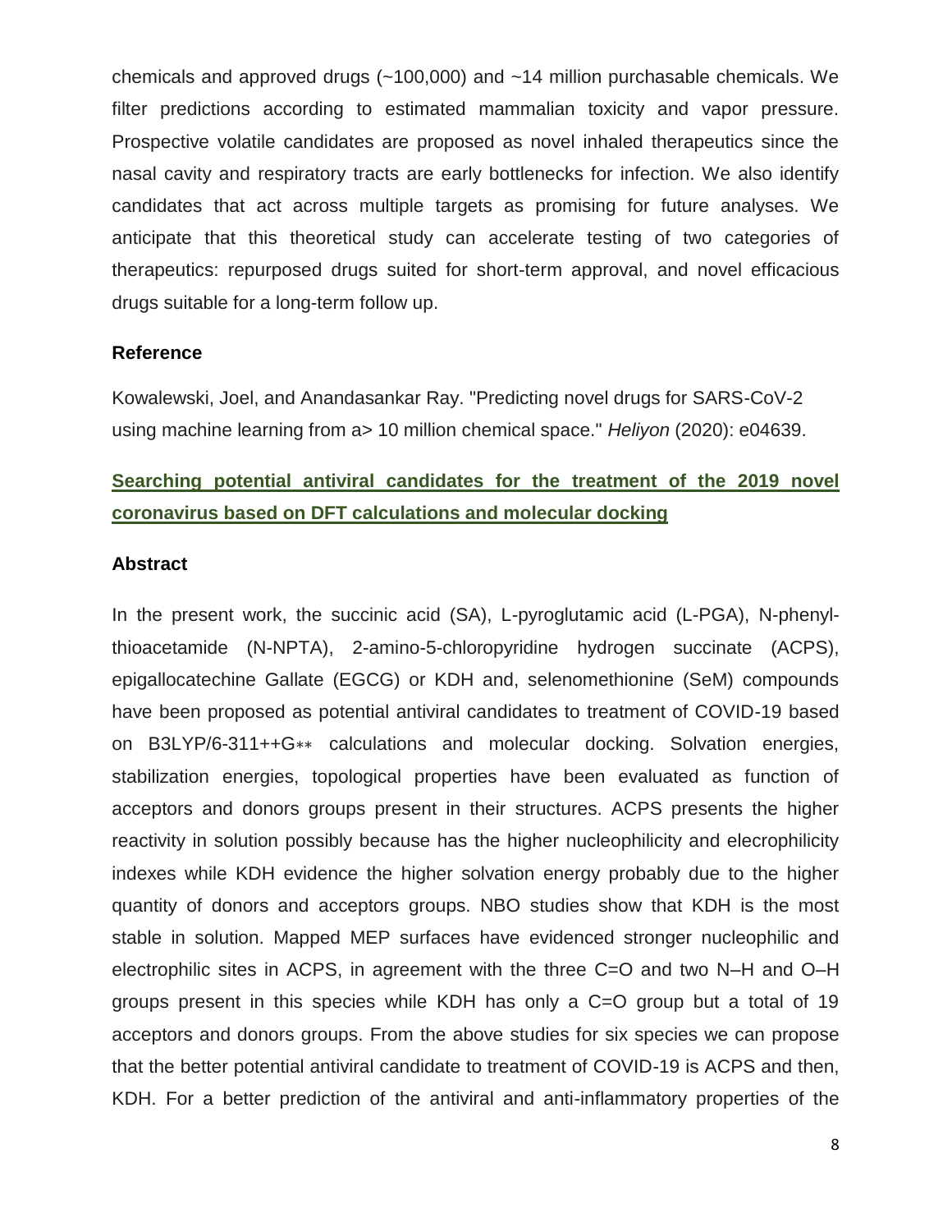chemicals and approved drugs (~100,000) and ~14 million purchasable chemicals. We filter predictions according to estimated mammalian toxicity and vapor pressure. Prospective volatile candidates are proposed as novel inhaled therapeutics since the nasal cavity and respiratory tracts are early bottlenecks for infection. We also identify candidates that act across multiple targets as promising for future analyses. We anticipate that this theoretical study can accelerate testing of two categories of therapeutics: repurposed drugs suited for short-term approval, and novel efficacious drugs suitable for a long-term follow up.

### Reference

Kowalewski, Joel, and Anandasankar Ray. "Predicting novel drugs for SARS-CoV-2 using machine learning from a> 10 million chemical space." *Heliyon* (2020): e04639.

## Searching potential antiviral candidates for the treatment of the 2019 novel coronavirus based on DFT calculations and molecular docking

### Abstract

In the present work, the succinic acid (SA), L-pyroglutamic acid (L-PGA), N-phenyl-thioacetamide (N-NPTA), 2-amino-5-chloropyridine hydrogen succinate (ACPS), epigallocatechine Gallate (EGCG) or KDH and, selenomethionine (SeM) compounds have been proposed as potential antiviral candidates to treatment of COVID-19 based on B3LYP/6-311++G** calculations and molecular docking. Solvation energies, stabilization energies, topological properties have been evaluated as function of acceptors and donors groups present in their structures. ACPS presents the higher reactivity in solution possibly because has the higher nucleophilicity and elecrophilicity indexes while KDH evidence the higher solvation energy probably due to the higher quantity of donors and acceptors groups. NBO studies show that KDH is the most stable in solution. Mapped MEP surfaces have evidenced stronger nucleophilic and electrophilic sites in ACPS, in agreement with the three C=O and two N–H and O–H groups present in this species while KDH has only a C=O group but a total of 19 acceptors and donors groups. From the above studies for six species we can propose that the better potential antiviral candidate to treatment of COVID-19 is ACPS and then, KDH. For a better prediction of the antiviral and anti-inflammatory properties of the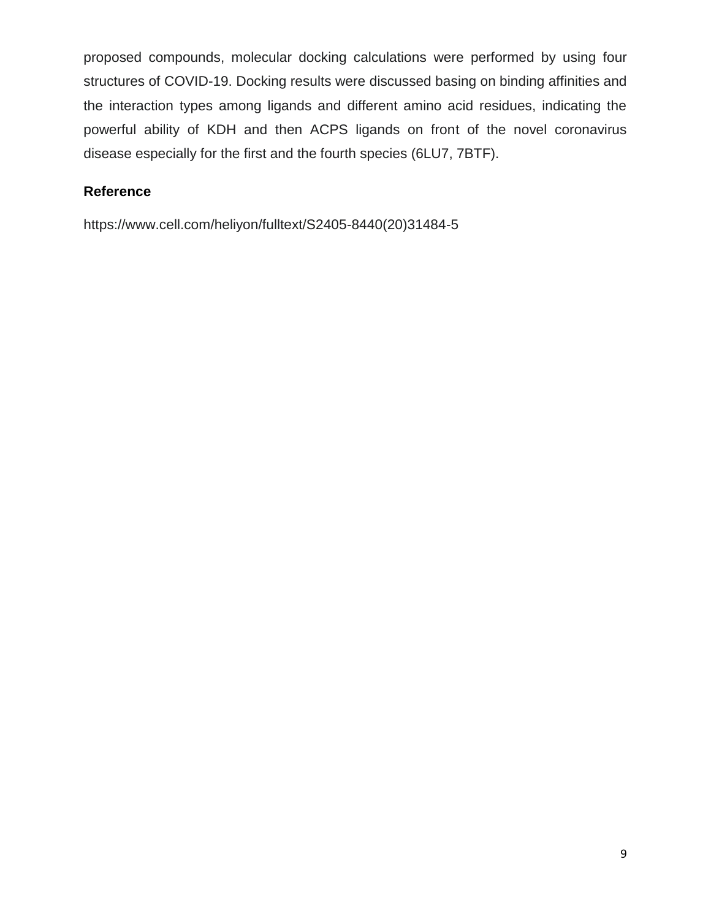proposed compounds, molecular docking calculations were performed by using four structures of COVID-19. Docking results were discussed basing on binding affinities and the interaction types among ligands and different amino acid residues, indicating the powerful ability of KDH and then ACPS ligands on front of the novel coronavirus disease especially for the first and the fourth species (6LU7, 7BTF).

## Reference

https://www.cell.com/heliyon/fulltext/S2405-8440(20)31484-5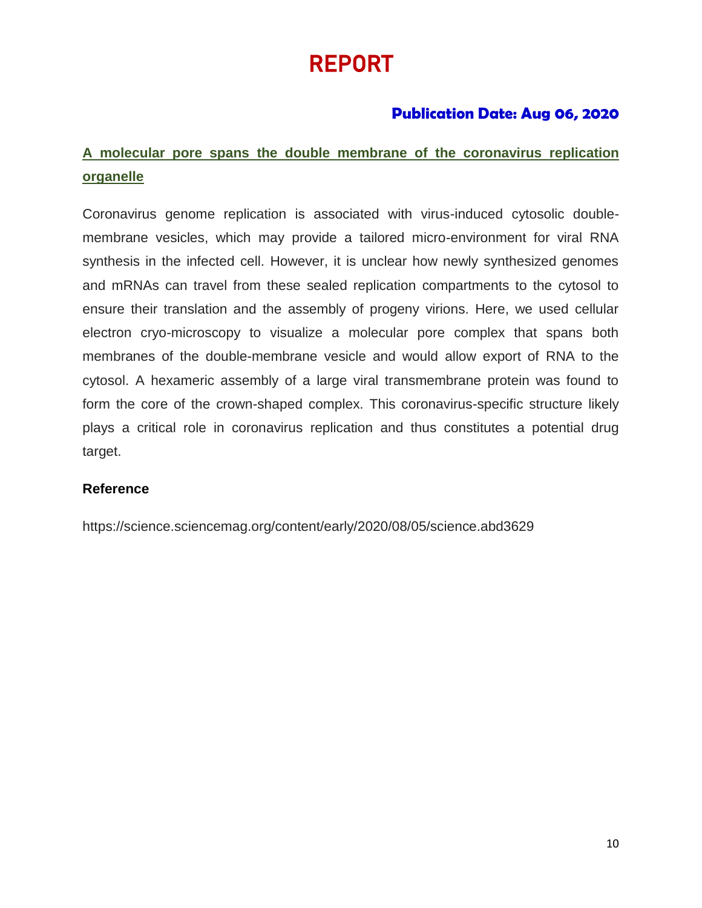# REPORT

**Publication Date: Aug 06, 2020**

## A molecular pore spans the double membrane of the coronavirus replication organelle

Coronavirus genome replication is associated with virus-induced cytosolic double-membrane vesicles, which may provide a tailored micro-environment for viral RNA synthesis in the infected cell. However, it is unclear how newly synthesized genomes and mRNAs can travel from these sealed replication compartments to the cytosol to ensure their translation and the assembly of progeny virions. Here, we used cellular electron cryo-microscopy to visualize a molecular pore complex that spans both membranes of the double-membrane vesicle and would allow export of RNA to the cytosol. A hexameric assembly of a large viral transmembrane protein was found to form the core of the crown-shaped complex. This coronavirus-specific structure likely plays a critical role in coronavirus replication and thus constitutes a potential drug target.

**Reference**

https://science.sciencemag.org/content/early/2020/08/05/science.abd3629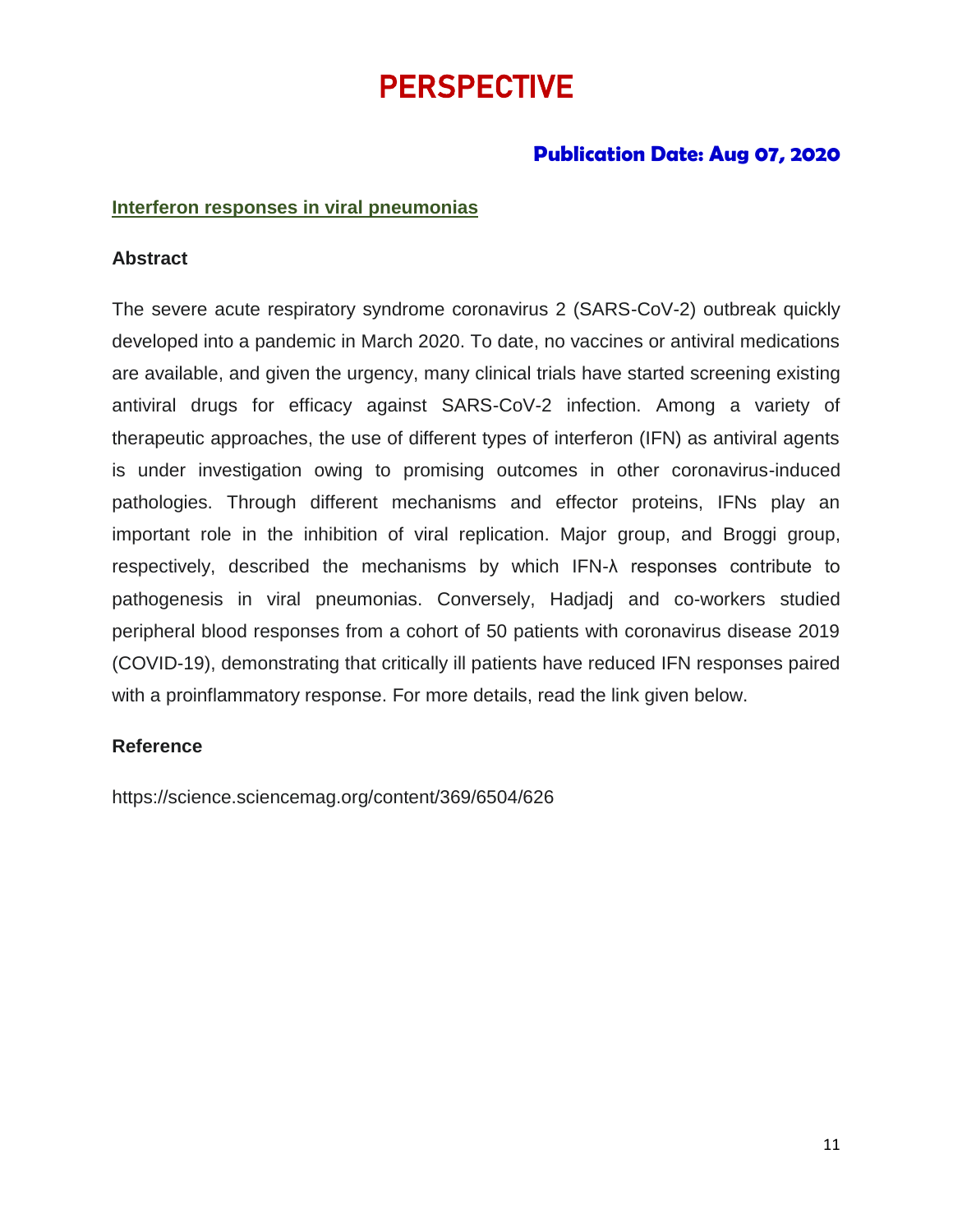# PERSPECTIVE

**Publication Date: Aug 07, 2020**

## Interferon responses in viral pneumonias

### Abstract

The severe acute respiratory syndrome coronavirus 2 (SARS-CoV-2) outbreak quickly developed into a pandemic in March 2020. To date, no vaccines or antiviral medications are available, and given the urgency, many clinical trials have started screening existing antiviral drugs for efficacy against SARS-CoV-2 infection. Among a variety of therapeutic approaches, the use of different types of interferon (IFN) as antiviral agents is under investigation owing to promising outcomes in other coronavirus-induced pathologies. Through different mechanisms and effector proteins, IFNs play an important role in the inhibition of viral replication. Major group, and Broggi group, respectively, described the mechanisms by which IFN-λ responses contribute to pathogenesis in viral pneumonias. Conversely, Hadjadj and co-workers studied peripheral blood responses from a cohort of 50 patients with coronavirus disease 2019 (COVID-19), demonstrating that critically ill patients have reduced IFN responses paired with a proinflammatory response. For more details, read the link given below.

### Reference

https://science.sciencemag.org/content/369/6504/626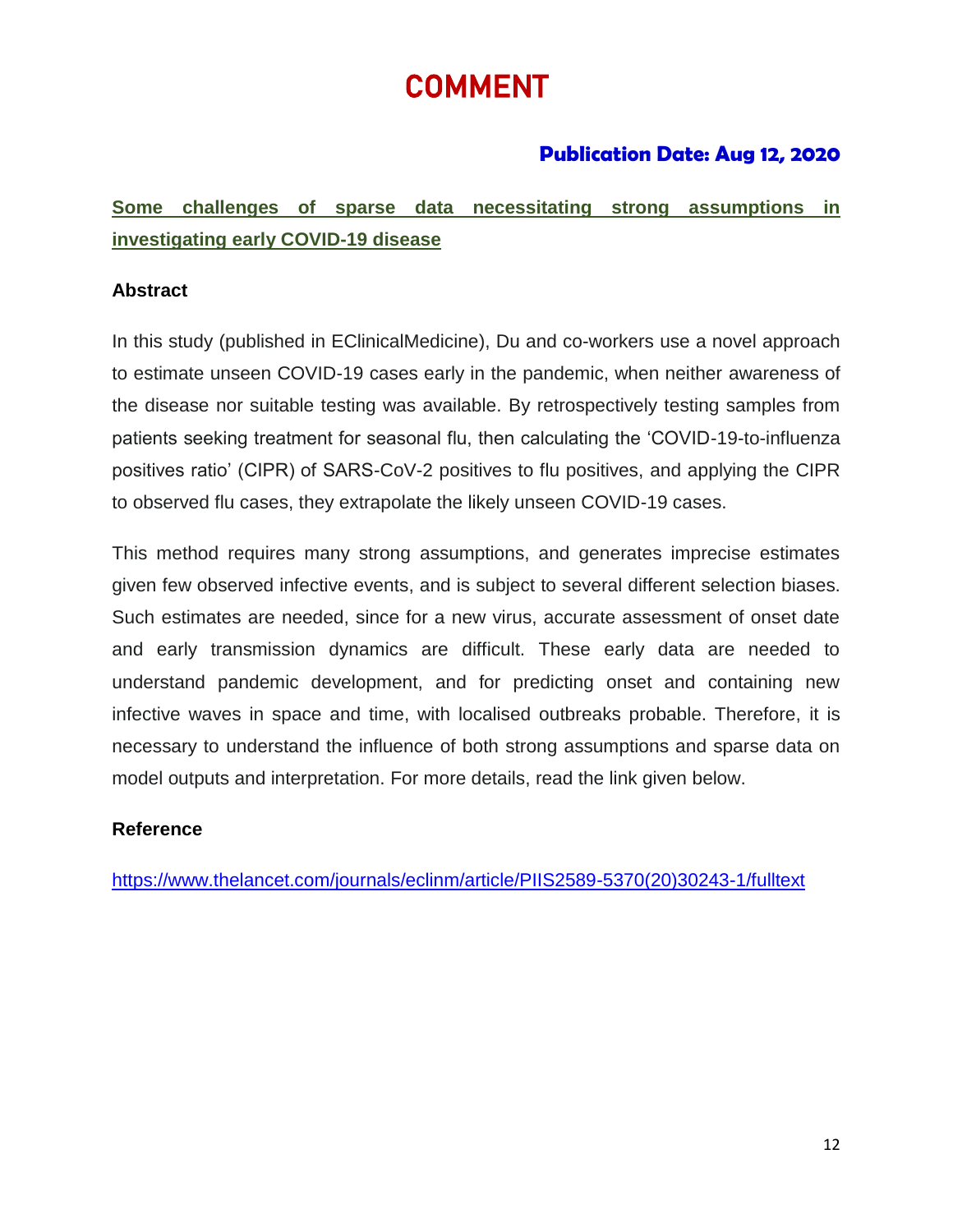# COMMENT

**Publication Date: Aug 12, 2020**

## Some challenges of sparse data necessitating strong assumptions in investigating early COVID-19 disease

### Abstract

In this study (published in EClinicalMedicine), Du and co-workers use a novel approach to estimate unseen COVID-19 cases early in the pandemic, when neither awareness of the disease nor suitable testing was available. By retrospectively testing samples from patients seeking treatment for seasonal flu, then calculating the 'COVID-19-to-influenza positives ratio' (CIPR) of SARS-CoV-2 positives to flu positives, and applying the CIPR to observed flu cases, they extrapolate the likely unseen COVID-19 cases.

This method requires many strong assumptions, and generates imprecise estimates given few observed infective events, and is subject to several different selection biases. Such estimates are needed, since for a new virus, accurate assessment of onset date and early transmission dynamics are difficult. These early data are needed to understand pandemic development, and for predicting onset and containing new infective waves in space and time, with localised outbreaks probable. Therefore, it is necessary to understand the influence of both strong assumptions and sparse data on model outputs and interpretation. For more details, read the link given below.

### Reference

https://www.thelancet.com/journals/eclinm/article/PIIS2589-5370(20)30243-1/fulltext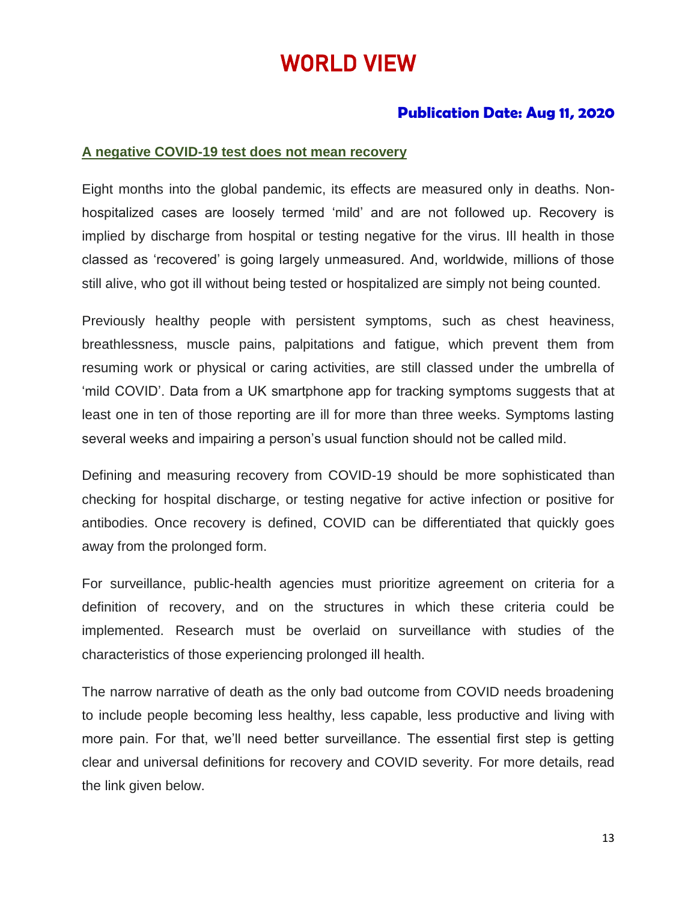# WORLD VIEW

**Publication Date: Aug 11, 2020**

## A negative COVID-19 test does not mean recovery

Eight months into the global pandemic, its effects are measured only in deaths. Non-hospitalized cases are loosely termed 'mild' and are not followed up. Recovery is implied by discharge from hospital or testing negative for the virus. Ill health in those classed as 'recovered' is going largely unmeasured. And, worldwide, millions of those still alive, who got ill without being tested or hospitalized are simply not being counted.

Previously healthy people with persistent symptoms, such as chest heaviness, breathlessness, muscle pains, palpitations and fatigue, which prevent them from resuming work or physical or caring activities, are still classed under the umbrella of 'mild COVID'. Data from a UK smartphone app for tracking symptoms suggests that at least one in ten of those reporting are ill for more than three weeks. Symptoms lasting several weeks and impairing a person's usual function should not be called mild.

Defining and measuring recovery from COVID-19 should be more sophisticated than checking for hospital discharge, or testing negative for active infection or positive for antibodies. Once recovery is defined, COVID can be differentiated that quickly goes away from the prolonged form.

For surveillance, public-health agencies must prioritize agreement on criteria for a definition of recovery, and on the structures in which these criteria could be implemented. Research must be overlaid on surveillance with studies of the characteristics of those experiencing prolonged ill health.

The narrow narrative of death as the only bad outcome from COVID needs broadening to include people becoming less healthy, less capable, less productive and living with more pain. For that, we'll need better surveillance. The essential first step is getting clear and universal definitions for recovery and COVID severity. For more details, read the link given below.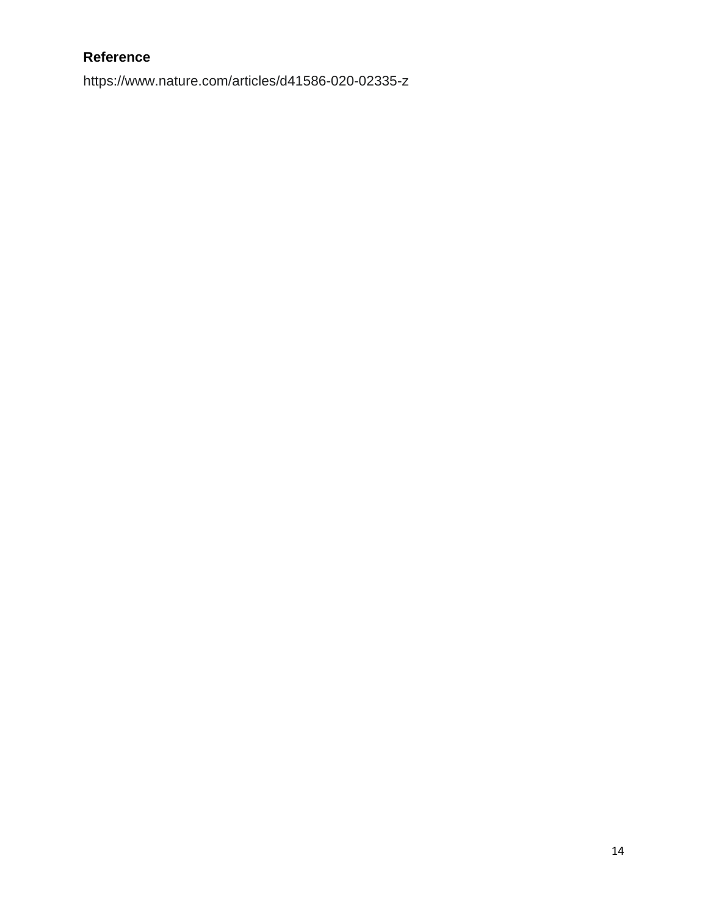**Reference**

https://www.nature.com/articles/d41586-020-02335-z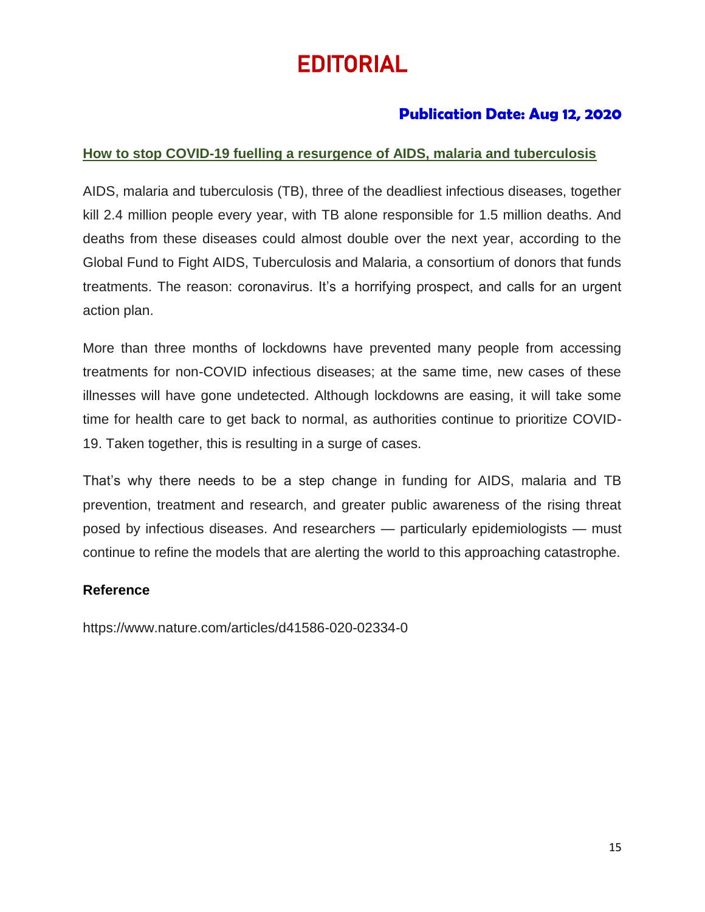# EDITORIAL

**Publication Date: Aug 12, 2020**

## How to stop COVID-19 fuelling a resurgence of AIDS, malaria and tuberculosis

AIDS, malaria and tuberculosis (TB), three of the deadliest infectious diseases, together kill 2.4 million people every year, with TB alone responsible for 1.5 million deaths. And deaths from these diseases could almost double over the next year, according to the Global Fund to Fight AIDS, Tuberculosis and Malaria, a consortium of donors that funds treatments. The reason: coronavirus. It's a horrifying prospect, and calls for an urgent action plan.

More than three months of lockdowns have prevented many people from accessing treatments for non-COVID infectious diseases; at the same time, new cases of these illnesses will have gone undetected. Although lockdowns are easing, it will take some time for health care to get back to normal, as authorities continue to prioritize COVID-19. Taken together, this is resulting in a surge of cases.

That's why there needs to be a step change in funding for AIDS, malaria and TB prevention, treatment and research, and greater public awareness of the rising threat posed by infectious diseases. And researchers — particularly epidemiologists — must continue to refine the models that are alerting the world to this approaching catastrophe.

**Reference**

https://www.nature.com/articles/d41586-020-02334-0